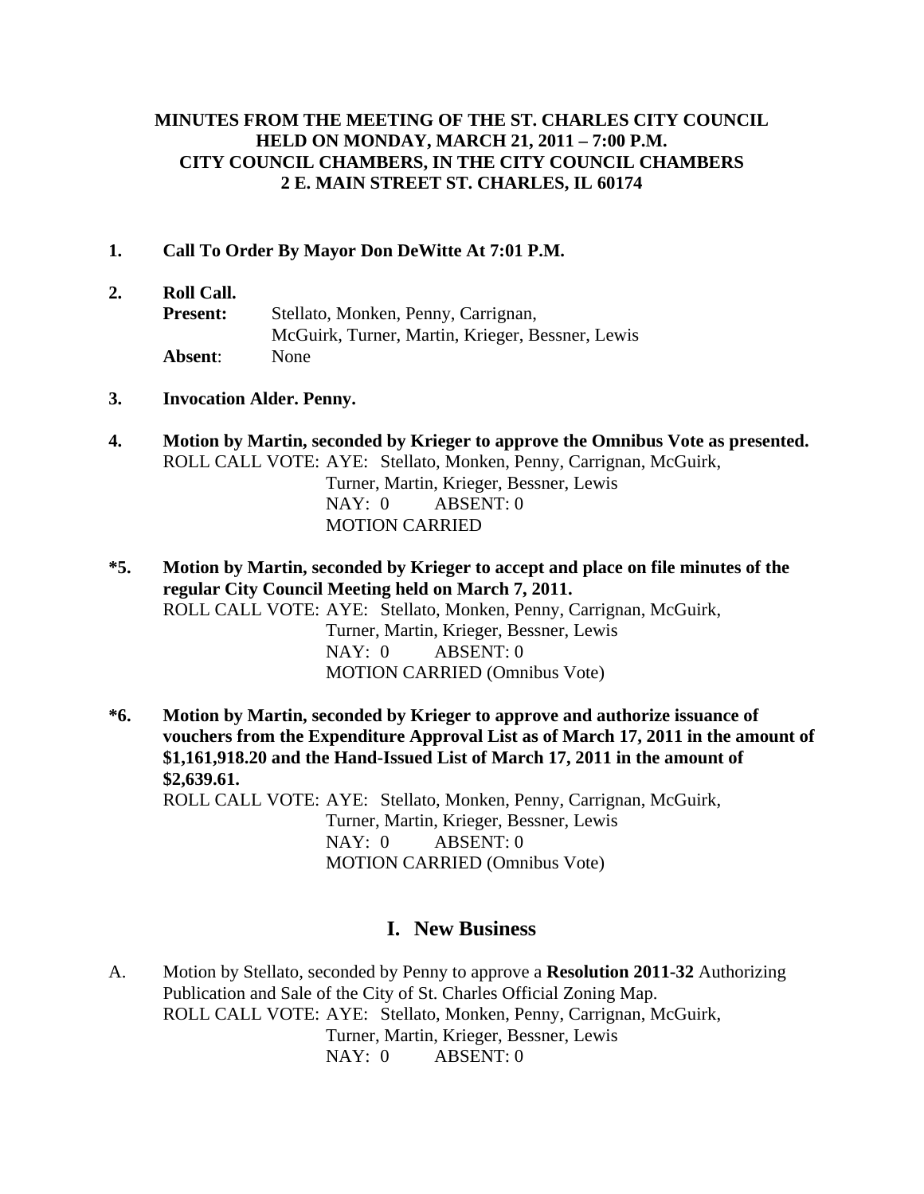**MINUTES FROM THE MEETING OF THE ST. CHARLES CITY COUNCIL**
**HELD ON MONDAY, MARCH 21, 2011 – 7:00 P.M.**
**CITY COUNCIL CHAMBERS, IN THE CITY COUNCIL CHAMBERS**
**2 E. MAIN STREET ST. CHARLES, IL 60174**

**1. Call To Order By Mayor Don DeWitte At 7:01 P.M.**

**2. Roll Call.**

**Present:** Stellato, Monken, Penny, Carrignan, McGuirk, Turner, Martin, Krieger, Bessner, Lewis
**Absent**: None

**3. Invocation Alder. Penny.**

**4. Motion by Martin, seconded by Krieger to approve the Omnibus Vote as presented.**

ROLL CALL VOTE: AYE: Stellato, Monken, Penny, Carrignan, McGuirk, Turner, Martin, Krieger, Bessner, Lewis
NAY: 0 ABSENT: 0
MOTION CARRIED

**\*5. Motion by Martin, seconded by Krieger to accept and place on file minutes of the regular City Council Meeting held on March 7, 2011.**

ROLL CALL VOTE: AYE: Stellato, Monken, Penny, Carrignan, McGuirk, Turner, Martin, Krieger, Bessner, Lewis
NAY: 0 ABSENT: 0
MOTION CARRIED (Omnibus Vote)

**\*6. Motion by Martin, seconded by Krieger to approve and authorize issuance of vouchers from the Expenditure Approval List as of March 17, 2011 in the amount of $1,161,918.20 and the Hand-Issued List of March 17, 2011 in the amount of $2,639.61.**

ROLL CALL VOTE: AYE: Stellato, Monken, Penny, Carrignan, McGuirk, Turner, Martin, Krieger, Bessner, Lewis
NAY: 0 ABSENT: 0
MOTION CARRIED (Omnibus Vote)

## I. New Business

A. Motion by Stellato, seconded by Penny to approve a **Resolution 2011-32** Authorizing Publication and Sale of the City of St. Charles Official Zoning Map.

ROLL CALL VOTE: AYE: Stellato, Monken, Penny, Carrignan, McGuirk, Turner, Martin, Krieger, Bessner, Lewis
NAY: 0 ABSENT: 0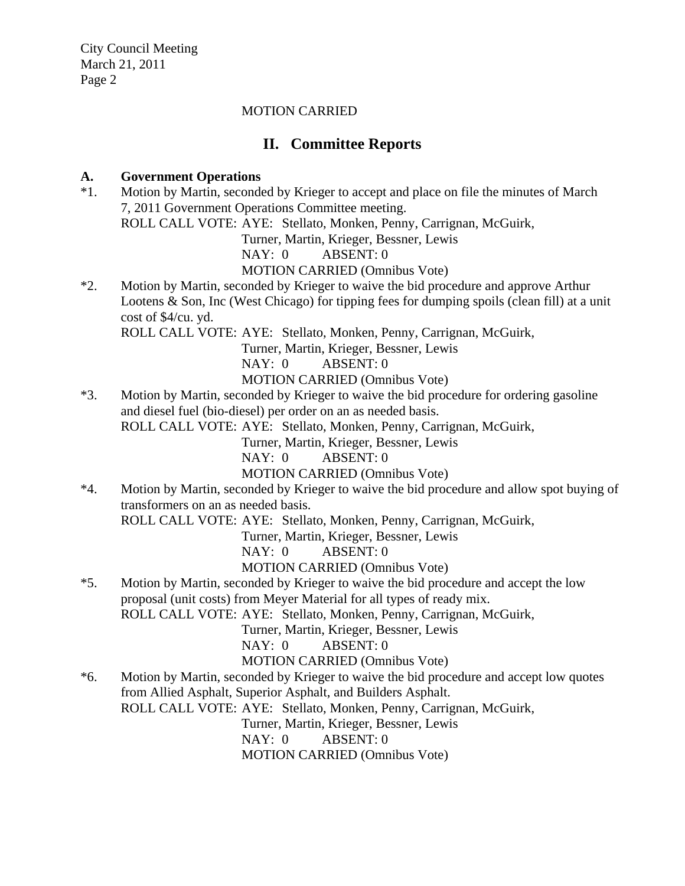MOTION CARRIED

## II. Committee Reports

**A. Government Operations**

*1. Motion by Martin, seconded by Krieger to accept and place on file the minutes of March 7, 2011 Government Operations Committee meeting.
ROLL CALL VOTE: AYE: Stellato, Monken, Penny, Carrignan, McGuirk, Turner, Martin, Krieger, Bessner, Lewis
NAY: 0 ABSENT: 0
MOTION CARRIED (Omnibus Vote)

*2. Motion by Martin, seconded by Krieger to waive the bid procedure and approve Arthur Lootens & Son, Inc (West Chicago) for tipping fees for dumping spoils (clean fill) at a unit cost of $4/cu. yd.
ROLL CALL VOTE: AYE: Stellato, Monken, Penny, Carrignan, McGuirk, Turner, Martin, Krieger, Bessner, Lewis
NAY: 0 ABSENT: 0
MOTION CARRIED (Omnibus Vote)

*3. Motion by Martin, seconded by Krieger to waive the bid procedure for ordering gasoline and diesel fuel (bio-diesel) per order on an as needed basis.
ROLL CALL VOTE: AYE: Stellato, Monken, Penny, Carrignan, McGuirk, Turner, Martin, Krieger, Bessner, Lewis
NAY: 0 ABSENT: 0
MOTION CARRIED (Omnibus Vote)

*4. Motion by Martin, seconded by Krieger to waive the bid procedure and allow spot buying of transformers on an as needed basis.
ROLL CALL VOTE: AYE: Stellato, Monken, Penny, Carrignan, McGuirk, Turner, Martin, Krieger, Bessner, Lewis
NAY: 0 ABSENT: 0
MOTION CARRIED (Omnibus Vote)

*5. Motion by Martin, seconded by Krieger to waive the bid procedure and accept the low proposal (unit costs) from Meyer Material for all types of ready mix.
ROLL CALL VOTE: AYE: Stellato, Monken, Penny, Carrignan, McGuirk, Turner, Martin, Krieger, Bessner, Lewis
NAY: 0 ABSENT: 0
MOTION CARRIED (Omnibus Vote)

*6. Motion by Martin, seconded by Krieger to waive the bid procedure and accept low quotes from Allied Asphalt, Superior Asphalt, and Builders Asphalt.
ROLL CALL VOTE: AYE: Stellato, Monken, Penny, Carrignan, McGuirk, Turner, Martin, Krieger, Bessner, Lewis
NAY: 0 ABSENT: 0
MOTION CARRIED (Omnibus Vote)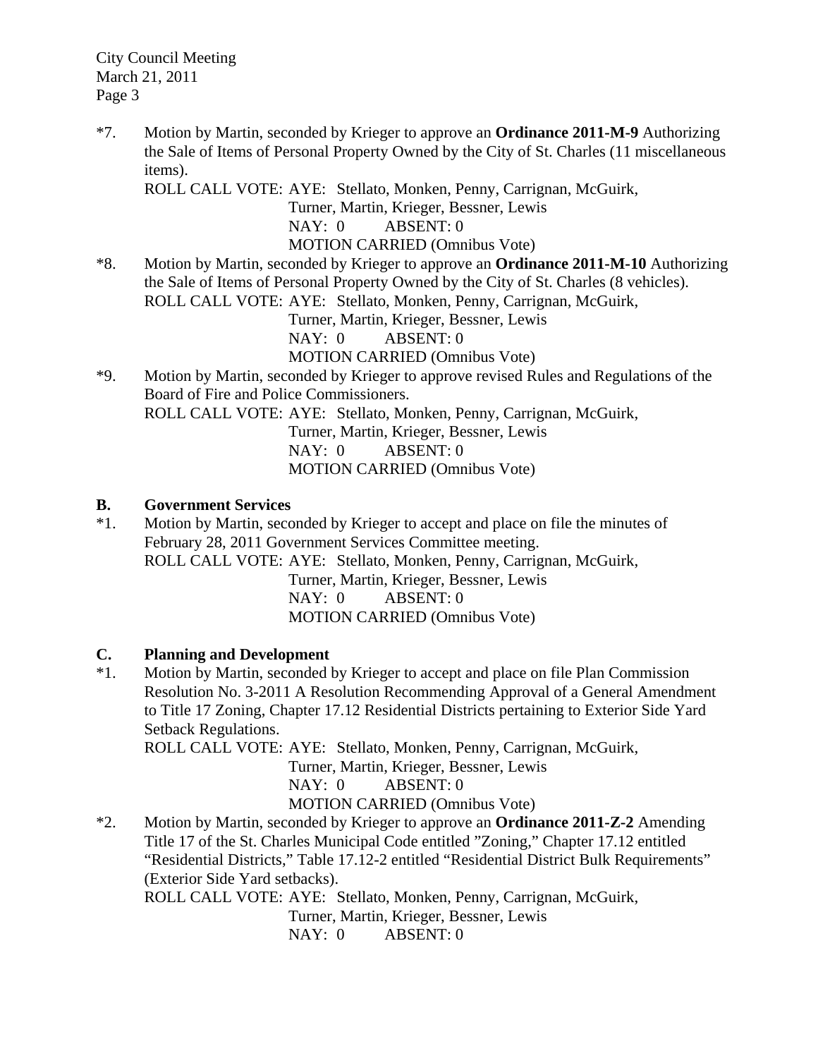*7. Motion by Martin, seconded by Krieger to approve an **Ordinance 2011-M-9** Authorizing the Sale of Items of Personal Property Owned by the City of St. Charles (11 miscellaneous items).

ROLL CALL VOTE: AYE: Stellato, Monken, Penny, Carrignan, McGuirk, Turner, Martin, Krieger, Bessner, Lewis
NAY: 0 ABSENT: 0
MOTION CARRIED (Omnibus Vote)

*8. Motion by Martin, seconded by Krieger to approve an **Ordinance 2011-M-10** Authorizing the Sale of Items of Personal Property Owned by the City of St. Charles (8 vehicles).

ROLL CALL VOTE: AYE: Stellato, Monken, Penny, Carrignan, McGuirk, Turner, Martin, Krieger, Bessner, Lewis
NAY: 0 ABSENT: 0
MOTION CARRIED (Omnibus Vote)

*9. Motion by Martin, seconded by Krieger to approve revised Rules and Regulations of the Board of Fire and Police Commissioners.

ROLL CALL VOTE: AYE: Stellato, Monken, Penny, Carrignan, McGuirk, Turner, Martin, Krieger, Bessner, Lewis
NAY: 0 ABSENT: 0
MOTION CARRIED (Omnibus Vote)

**B. Government Services**

*1. Motion by Martin, seconded by Krieger to accept and place on file the minutes of February 28, 2011 Government Services Committee meeting.

ROLL CALL VOTE: AYE: Stellato, Monken, Penny, Carrignan, McGuirk, Turner, Martin, Krieger, Bessner, Lewis
NAY: 0 ABSENT: 0
MOTION CARRIED (Omnibus Vote)

**C. Planning and Development**

*1. Motion by Martin, seconded by Krieger to accept and place on file Plan Commission Resolution No. 3-2011 A Resolution Recommending Approval of a General Amendment to Title 17 Zoning, Chapter 17.12 Residential Districts pertaining to Exterior Side Yard Setback Regulations.

ROLL CALL VOTE: AYE: Stellato, Monken, Penny, Carrignan, McGuirk, Turner, Martin, Krieger, Bessner, Lewis
NAY: 0 ABSENT: 0
MOTION CARRIED (Omnibus Vote)

*2. Motion by Martin, seconded by Krieger to approve an **Ordinance 2011-Z-2** Amending Title 17 of the St. Charles Municipal Code entitled "Zoning," Chapter 17.12 entitled "Residential Districts," Table 17.12-2 entitled "Residential District Bulk Requirements" (Exterior Side Yard setbacks).

ROLL CALL VOTE: AYE: Stellato, Monken, Penny, Carrignan, McGuirk, Turner, Martin, Krieger, Bessner, Lewis
NAY: 0 ABSENT: 0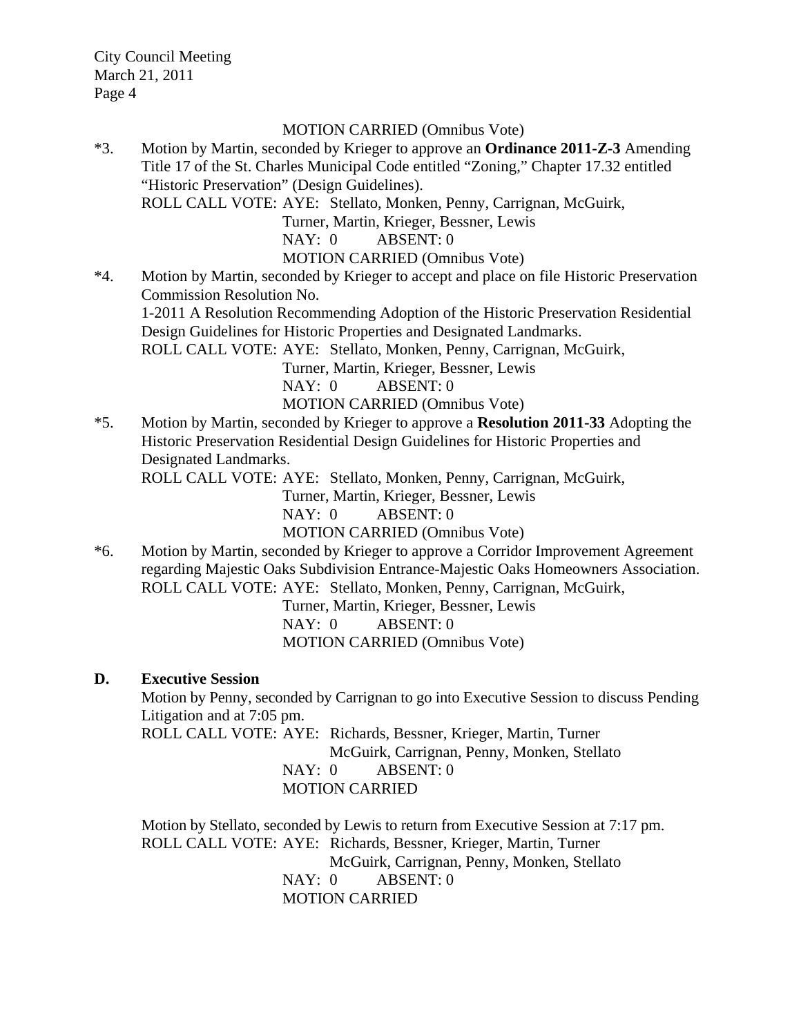MOTION CARRIED (Omnibus Vote)

*3. Motion by Martin, seconded by Krieger to approve an **Ordinance 2011-Z-3** Amending Title 17 of the St. Charles Municipal Code entitled "Zoning," Chapter 17.32 entitled "Historic Preservation" (Design Guidelines).
ROLL CALL VOTE: AYE: Stellato, Monken, Penny, Carrignan, McGuirk, Turner, Martin, Krieger, Bessner, Lewis
NAY: 0 ABSENT: 0
MOTION CARRIED (Omnibus Vote)

*4. Motion by Martin, seconded by Krieger to accept and place on file Historic Preservation Commission Resolution No.
1-2011 A Resolution Recommending Adoption of the Historic Preservation Residential Design Guidelines for Historic Properties and Designated Landmarks.
ROLL CALL VOTE: AYE: Stellato, Monken, Penny, Carrignan, McGuirk, Turner, Martin, Krieger, Bessner, Lewis
NAY: 0 ABSENT: 0
MOTION CARRIED (Omnibus Vote)

*5. Motion by Martin, seconded by Krieger to approve a **Resolution 2011-33** Adopting the Historic Preservation Residential Design Guidelines for Historic Properties and Designated Landmarks.
ROLL CALL VOTE: AYE: Stellato, Monken, Penny, Carrignan, McGuirk, Turner, Martin, Krieger, Bessner, Lewis
NAY: 0 ABSENT: 0
MOTION CARRIED (Omnibus Vote)

*6. Motion by Martin, seconded by Krieger to approve a Corridor Improvement Agreement regarding Majestic Oaks Subdivision Entrance-Majestic Oaks Homeowners Association.
ROLL CALL VOTE: AYE: Stellato, Monken, Penny, Carrignan, McGuirk, Turner, Martin, Krieger, Bessner, Lewis
NAY: 0 ABSENT: 0
MOTION CARRIED (Omnibus Vote)

**D. Executive Session**

Motion by Penny, seconded by Carrignan to go into Executive Session to discuss Pending Litigation and at 7:05 pm.
ROLL CALL VOTE: AYE: Richards, Bessner, Krieger, Martin, Turner McGuirk, Carrignan, Penny, Monken, Stellato
NAY: 0 ABSENT: 0
MOTION CARRIED

Motion by Stellato, seconded by Lewis to return from Executive Session at 7:17 pm.
ROLL CALL VOTE: AYE: Richards, Bessner, Krieger, Martin, Turner McGuirk, Carrignan, Penny, Monken, Stellato
NAY: 0 ABSENT: 0
MOTION CARRIED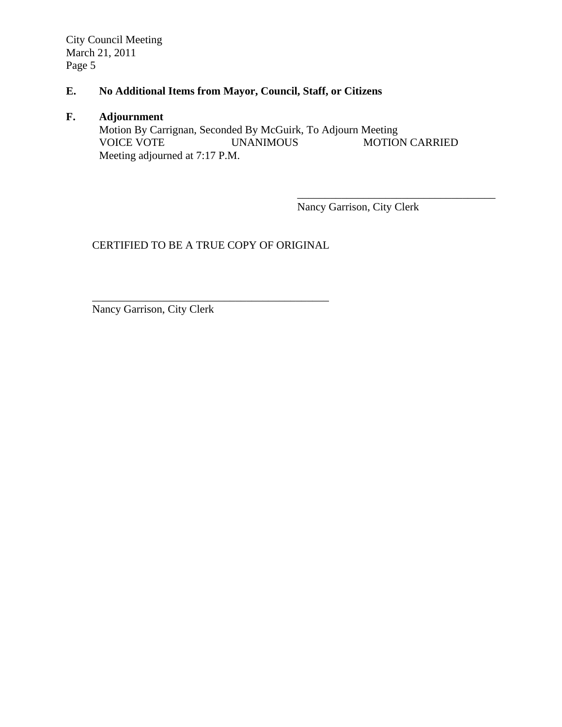## E. No Additional Items from Mayor, Council, Staff, or Citizens

## F. Adjournment

Motion By Carrignan, Seconded By McGuirk, To Adjourn Meeting

VOICE VOTE UNANIMOUS MOTION CARRIED

Meeting adjourned at 7:17 P.M.

\_\_\_\_\_\_\_\_\_\_\_\_\_\_\_\_\_\_\_\_\_\_\_\_\_\_\_\_\_\_\_\_\_\_\_\_\_\_

Nancy Garrison, City Clerk

CERTIFIED TO BE A TRUE COPY OF ORIGINAL

\_\_\_\_\_\_\_\_\_\_\_\_\_\_\_\_\_\_\_\_\_\_\_\_\_\_\_\_\_\_\_\_\_\_\_\_\_\_\_\_\_\_\_\_

Nancy Garrison, City Clerk